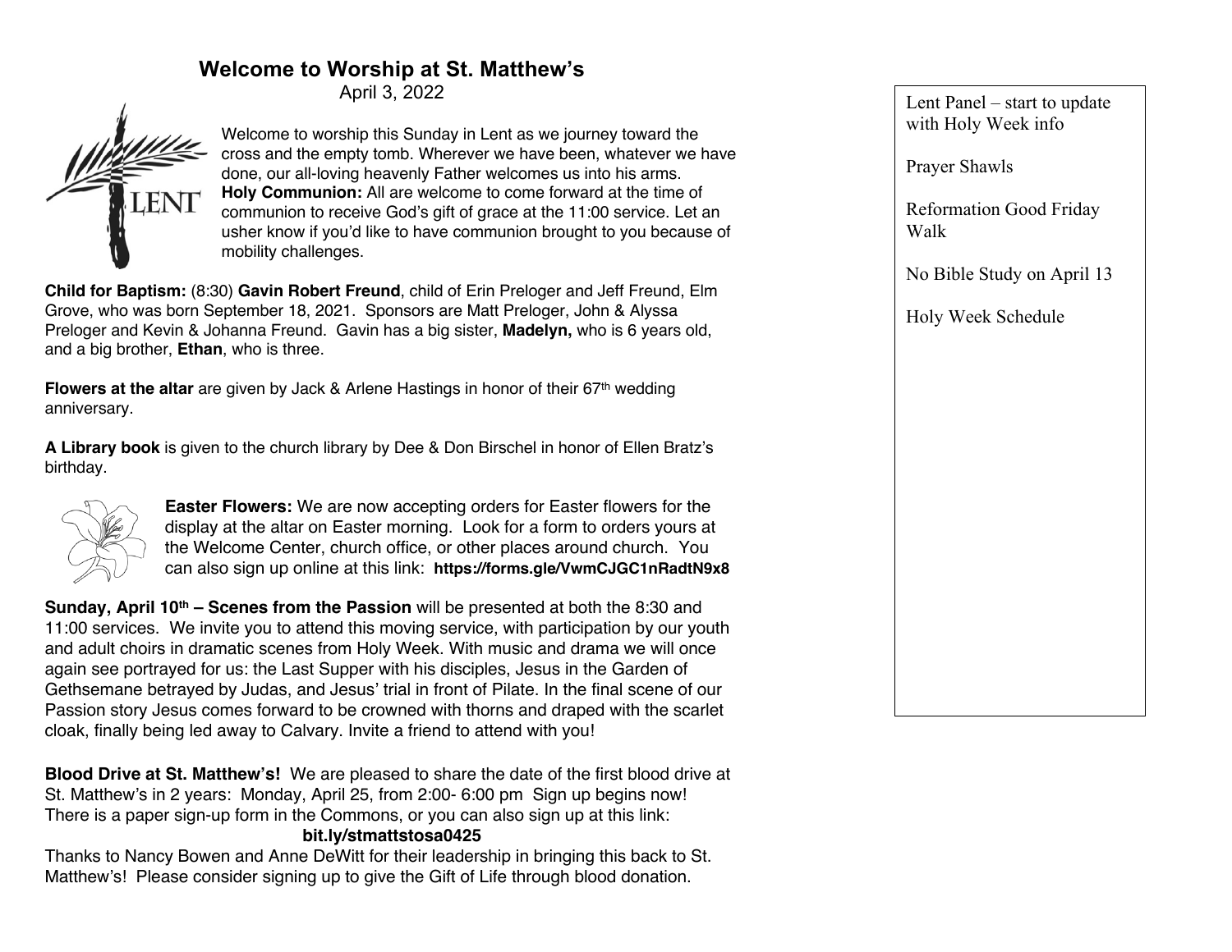# Welcome to Worship at St. Matthew's

April 3, 2022

Welcome to worship this Sunday in Lent as we journey toward the cross and the empty tomb. Wherever we have been, whatever we have done, our all-loving heavenly Father welcomes us into his arms.

**Holy Communion:** All are welcome to come forward at the time of communion to receive God's gift of grace at the 11:00 service. Let an usher know if you'd like to have communion brought to you because of mobility challenges.

**Child for Baptism:** (8:30) **Gavin Robert Freund**, child of Erin Preloger and Jeff Freund, Elm Grove, who was born September 18, 2021. Sponsors are Matt Preloger, John & Alyssa Preloger and Kevin & Johanna Freund. Gavin has a big sister, **Madelyn,** who is 6 years old, and a big brother, **Ethan**, who is three.

**Flowers at the altar** are given by Jack & Arlene Hastings in honor of their 67th wedding anniversary.

**A Library book** is given to the church library by Dee & Don Birschel in honor of Ellen Bratz's birthday.

**Easter Flowers:** We are now accepting orders for Easter flowers for the display at the altar on Easter morning. Look for a form to orders yours at the Welcome Center, church office, or other places around church. You can also sign up online at this link: **https://forms.gle/VwmCJGC1nRadtN9x8**

**Sunday, April 10th – Scenes from the Passion** will be presented at both the 8:30 and 11:00 services. We invite you to attend this moving service, with participation by our youth and adult choirs in dramatic scenes from Holy Week. With music and drama we will once again see portrayed for us: the Last Supper with his disciples, Jesus in the Garden of Gethsemane betrayed by Judas, and Jesus' trial in front of Pilate. In the final scene of our Passion story Jesus comes forward to be crowned with thorns and draped with the scarlet cloak, finally being led away to Calvary. Invite a friend to attend with you!

**Blood Drive at St. Matthew's!** We are pleased to share the date of the first blood drive at St. Matthew's in 2 years: Monday, April 25, from 2:00- 6:00 pm Sign up begins now! There is a paper sign-up form in the Commons, or you can also sign up at this link:

**bit.ly/stmattstosa0425**

Thanks to Nancy Bowen and Anne DeWitt for their leadership in bringing this back to St. Matthew's! Please consider signing up to give the Gift of Life through blood donation.

Lent Panel – start to update with Holy Week info

Prayer Shawls

Reformation Good Friday Walk

No Bible Study on April 13

Holy Week Schedule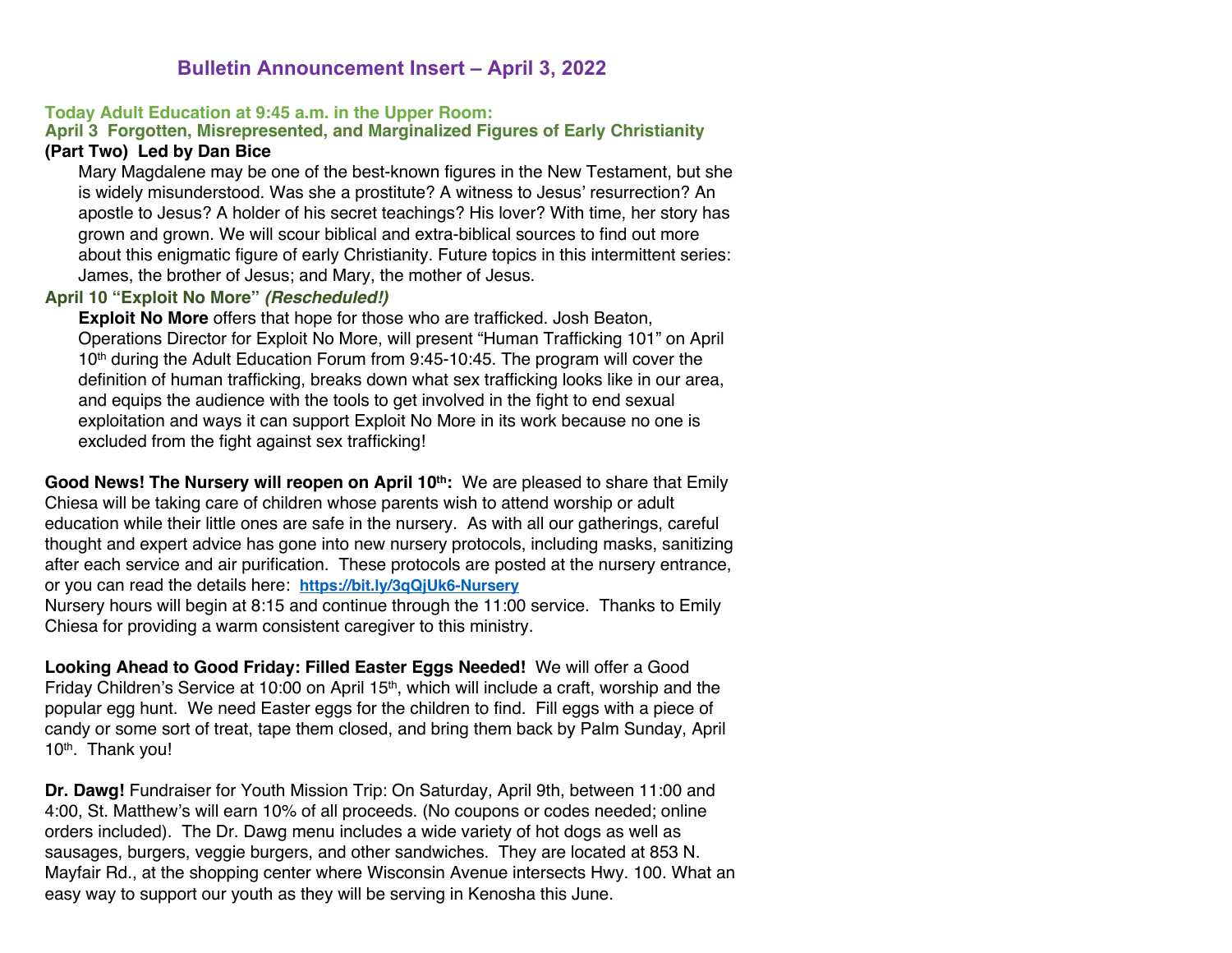# Bulletin Announcement Insert – April 3, 2022

### Today Adult Education at 9:45 a.m. in the Upper Room:

**April 3 Forgotten, Misrepresented, and Marginalized Figures of Early Christianity (Part Two) Led by Dan Bice**

Mary Magdalene may be one of the best-known figures in the New Testament, but she is widely misunderstood. Was she a prostitute? A witness to Jesus' resurrection? An apostle to Jesus? A holder of his secret teachings? His lover? With time, her story has grown and grown. We will scour biblical and extra-biblical sources to find out more about this enigmatic figure of early Christianity. Future topics in this intermittent series: James, the brother of Jesus; and Mary, the mother of Jesus.

**April 10 "Exploit No More"** ***(Rescheduled!)***

**Exploit No More** offers that hope for those who are trafficked. Josh Beaton, Operations Director for Exploit No More, will present "Human Trafficking 101" on April 10th during the Adult Education Forum from 9:45-10:45. The program will cover the definition of human trafficking, breaks down what sex trafficking looks like in our area, and equips the audience with the tools to get involved in the fight to end sexual exploitation and ways it can support Exploit No More in its work because no one is excluded from the fight against sex trafficking!

**Good News! The Nursery will reopen on April 10th:** We are pleased to share that Emily Chiesa will be taking care of children whose parents wish to attend worship or adult education while their little ones are safe in the nursery. As with all our gatherings, careful thought and expert advice has gone into new nursery protocols, including masks, sanitizing after each service and air purification. These protocols are posted at the nursery entrance, or you can read the details here: **https://bit.ly/3qQjUk6-Nursery**
Nursery hours will begin at 8:15 and continue through the 11:00 service. Thanks to Emily Chiesa for providing a warm consistent caregiver to this ministry.

**Looking Ahead to Good Friday: Filled Easter Eggs Needed!** We will offer a Good Friday Children's Service at 10:00 on April 15th, which will include a craft, worship and the popular egg hunt. We need Easter eggs for the children to find. Fill eggs with a piece of candy or some sort of treat, tape them closed, and bring them back by Palm Sunday, April 10th. Thank you!

**Dr. Dawg!** Fundraiser for Youth Mission Trip: On Saturday, April 9th, between 11:00 and 4:00, St. Matthew's will earn 10% of all proceeds. (No coupons or codes needed; online orders included). The Dr. Dawg menu includes a wide variety of hot dogs as well as sausages, burgers, veggie burgers, and other sandwiches. They are located at 853 N. Mayfair Rd., at the shopping center where Wisconsin Avenue intersects Hwy. 100. What an easy way to support our youth as they will be serving in Kenosha this June.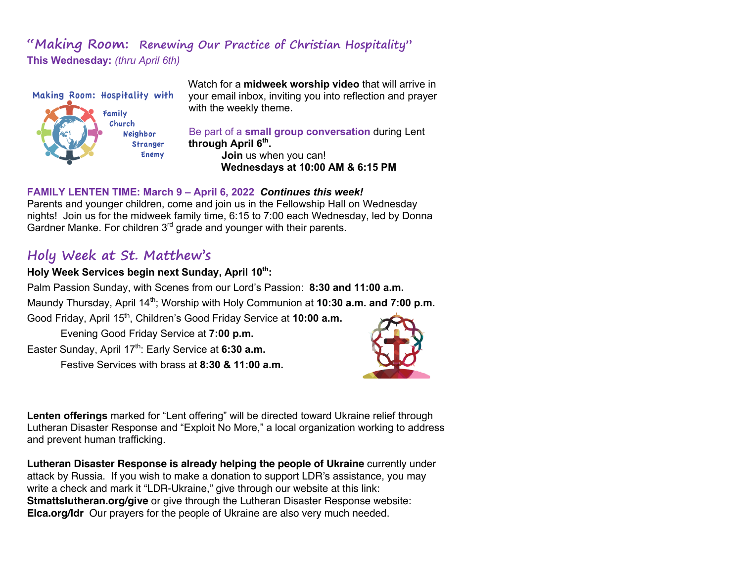## "Making Room: Renewing Our Practice of Christian Hospitality"

**This Wednesday:** *(thru April 6th)*

Making Room: Hospitality with Family, Church, Neighbor, Stranger, Enemy

Watch for a **midweek worship video** that will arrive in your email inbox, inviting you into reflection and prayer with the weekly theme.

Be part of a **small group conversation** during Lent **through April 6th.**

**Join** us when you can!
**Wednesdays at 10:00 AM & 6:15 PM**

**FAMILY LENTEN TIME: March 9 – April 6, 2022** ***Continues this week!***
Parents and younger children, come and join us in the Fellowship Hall on Wednesday nights! Join us for the midweek family time, 6:15 to 7:00 each Wednesday, led by Donna Gardner Manke. For children 3rd grade and younger with their parents.

## Holy Week at St. Matthew's

**Holy Week Services begin next Sunday, April 10th:**

Palm Passion Sunday, with Scenes from our Lord's Passion: **8:30 and 11:00 a.m.**

Maundy Thursday, April 14th; Worship with Holy Communion at **10:30 a.m. and 7:00 p.m.**

Good Friday, April 15th, Children's Good Friday Service at **10:00 a.m.**

Evening Good Friday Service at **7:00 p.m.**

Easter Sunday, April 17th: Early Service at **6:30 a.m.**

Festive Services with brass at **8:30 & 11:00 a.m.**

**Lenten offerings** marked for "Lent offering" will be directed toward Ukraine relief through Lutheran Disaster Response and "Exploit No More," a local organization working to address and prevent human trafficking.

**Lutheran Disaster Response is already helping the people of Ukraine** currently under attack by Russia. If you wish to make a donation to support LDR's assistance, you may write a check and mark it "LDR-Ukraine," give through our website at this link: **Stmattslutheran.org/give** or give through the Lutheran Disaster Response website: **Elca.org/ldr** Our prayers for the people of Ukraine are also very much needed.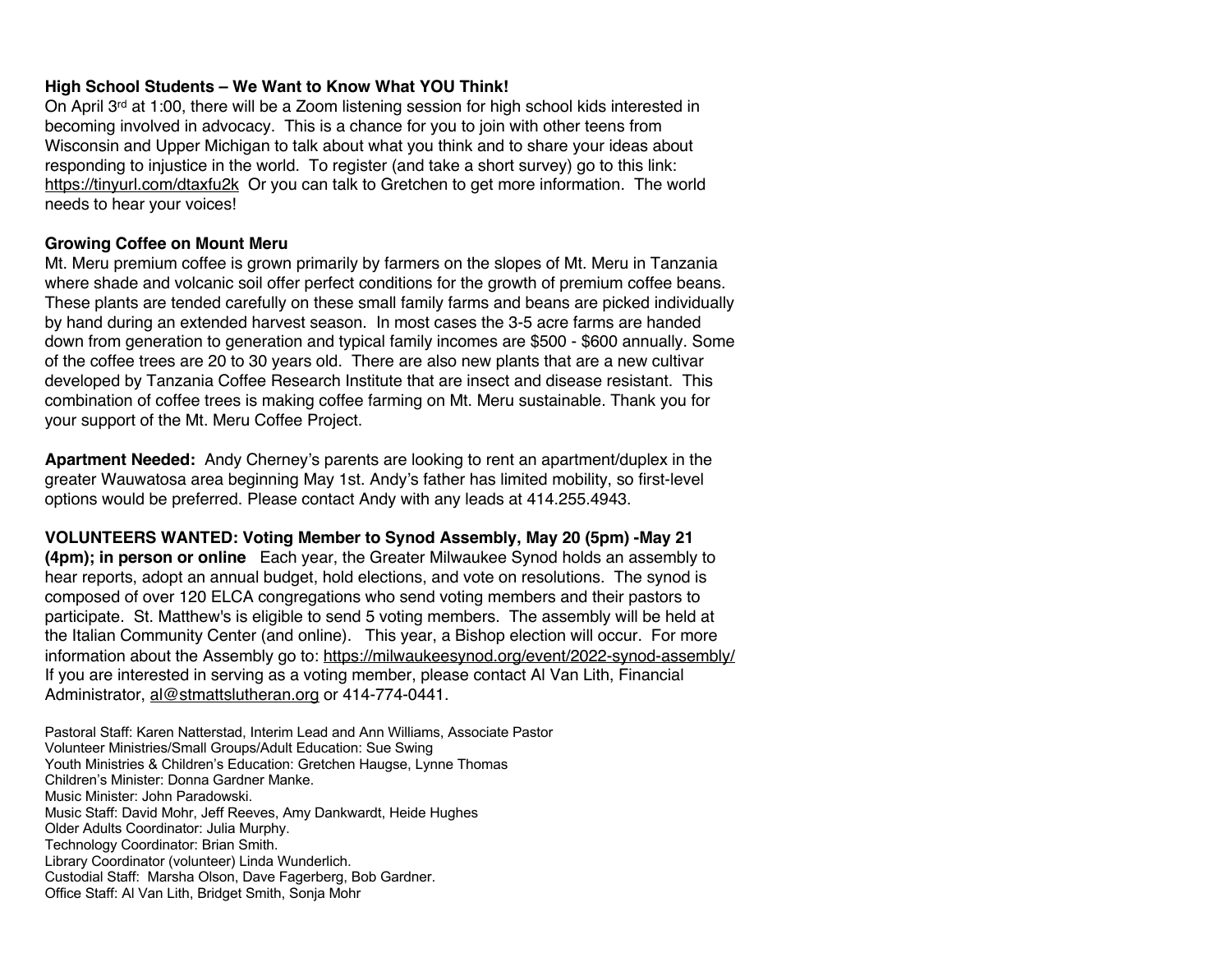**High School Students – We Want to Know What YOU Think!**

On April 3rd at 1:00, there will be a Zoom listening session for high school kids interested in becoming involved in advocacy. This is a chance for you to join with other teens from Wisconsin and Upper Michigan to talk about what you think and to share your ideas about responding to injustice in the world. To register (and take a short survey) go to this link: https://tinyurl.com/dtaxfu2k Or you can talk to Gretchen to get more information. The world needs to hear your voices!

**Growing Coffee on Mount Meru**

Mt. Meru premium coffee is grown primarily by farmers on the slopes of Mt. Meru in Tanzania where shade and volcanic soil offer perfect conditions for the growth of premium coffee beans. These plants are tended carefully on these small family farms and beans are picked individually by hand during an extended harvest season. In most cases the 3-5 acre farms are handed down from generation to generation and typical family incomes are $500 - $600 annually. Some of the coffee trees are 20 to 30 years old. There are also new plants that are a new cultivar developed by Tanzania Coffee Research Institute that are insect and disease resistant. This combination of coffee trees is making coffee farming on Mt. Meru sustainable. Thank you for your support of the Mt. Meru Coffee Project.

**Apartment Needed:** Andy Cherney's parents are looking to rent an apartment/duplex in the greater Wauwatosa area beginning May 1st. Andy's father has limited mobility, so first-level options would be preferred. Please contact Andy with any leads at 414.255.4943.

**VOLUNTEERS WANTED: Voting Member to Synod Assembly, May 20 (5pm) -May 21 (4pm); in person or online** Each year, the Greater Milwaukee Synod holds an assembly to hear reports, adopt an annual budget, hold elections, and vote on resolutions. The synod is composed of over 120 ELCA congregations who send voting members and their pastors to participate. St. Matthew's is eligible to send 5 voting members. The assembly will be held at the Italian Community Center (and online). This year, a Bishop election will occur. For more information about the Assembly go to: https://milwaukeesynod.org/event/2022-synod-assembly/ If you are interested in serving as a voting member, please contact Al Van Lith, Financial Administrator, al@stmattslutheran.org or 414-774-0441.

Pastoral Staff: Karen Natterstad, Interim Lead and Ann Williams, Associate Pastor
Volunteer Ministries/Small Groups/Adult Education: Sue Swing
Youth Ministries & Children's Education: Gretchen Haugse, Lynne Thomas
Children's Minister: Donna Gardner Manke.
Music Minister: John Paradowski.
Music Staff: David Mohr, Jeff Reeves, Amy Dankwardt, Heide Hughes
Older Adults Coordinator: Julia Murphy.
Technology Coordinator: Brian Smith.
Library Coordinator (volunteer) Linda Wunderlich.
Custodial Staff: Marsha Olson, Dave Fagerberg, Bob Gardner.
Office Staff: Al Van Lith, Bridget Smith, Sonja Mohr